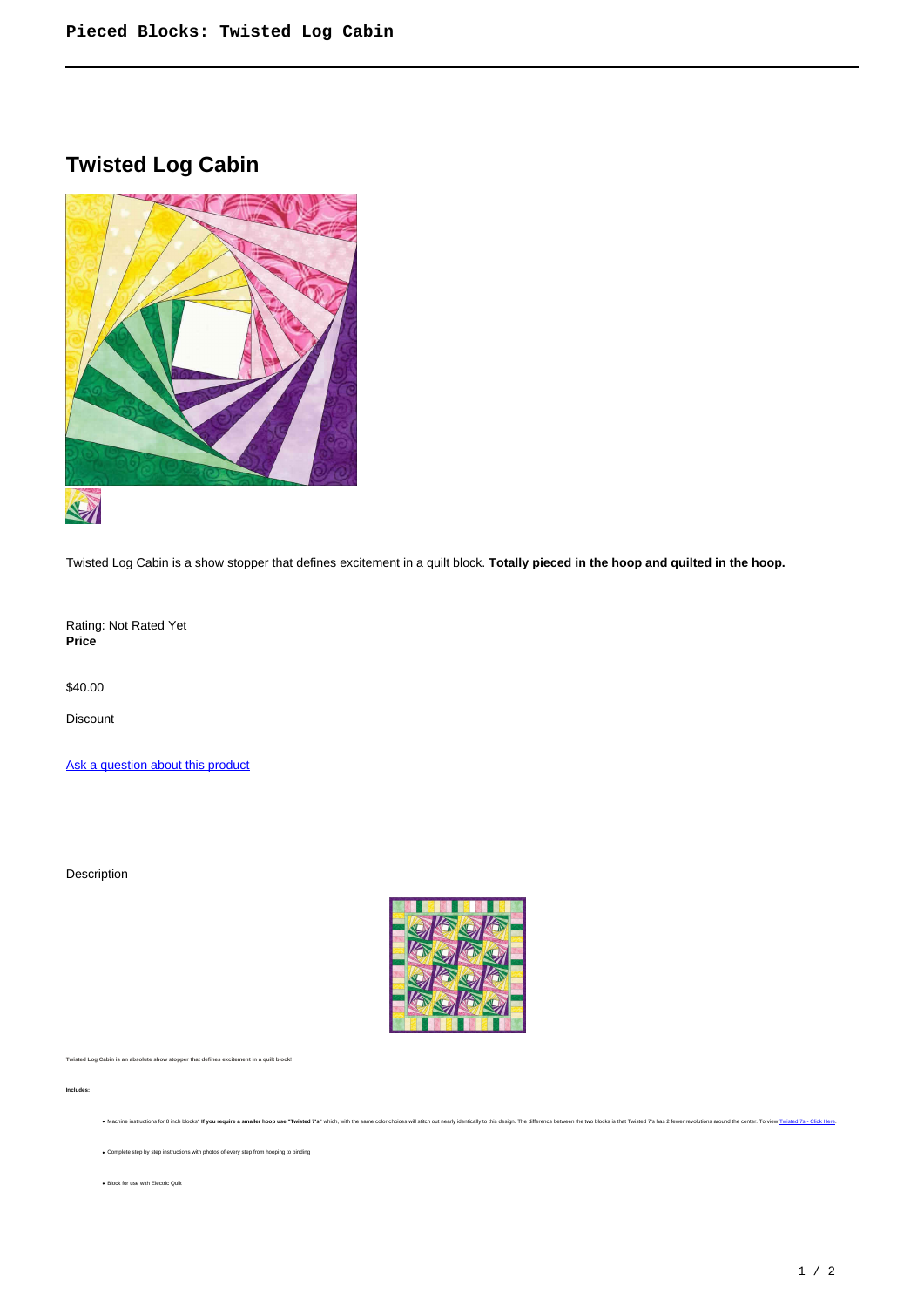# Twisted Log Cabin

Twisted Log Cabin is a show stopper that defines excitement in a quilt block. **Totally pieced in the hoop and quilted in the hoop.**

Rating: Not Rated Yet
**Price**

$40.00

Discount

Ask a question about this product

Description

**Twisted Log Cabin is an absolute show stopper that defines excitement in a quilt block!**

**Includes:**

- Machine instructions for 8 inch blocks* **If you require a smaller hoop use "Twisted 7's"** which, with the same color choices will stitch out nearly identically to this design. The difference between the two blocks is that Twisted 7's has 2 fewer revolutions around the center. To view Twisted 7s - Click Here.
- Complete step by step instructions with photos of every step from hooping to binding
- Block for use with Electric Quilt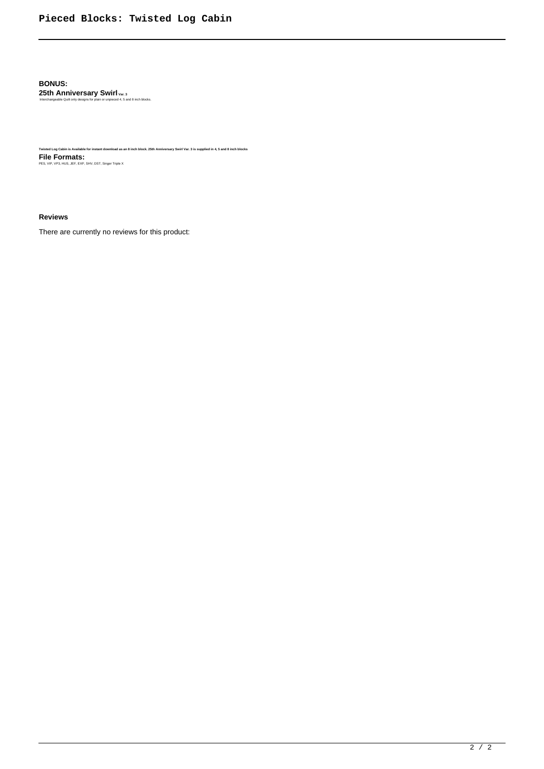**BONUS:**

**25th Anniversary Swirl** Var. 3

Interchangeable Quilt only designs for plain or unpieced 4, 5 and 8 inch blocks.

**Twisted Log Cabin is Available for instant download as an 8 inch block. 25th Anniversary Swirl Var. 3 is supplied in 4, 5 and 8 inch blocks**

**File Formats:**

PES, VIP, VP3, HUS, JEF, EXP, SHV, DST, Singer Triple X

**Reviews**

There are currently no reviews for this product: